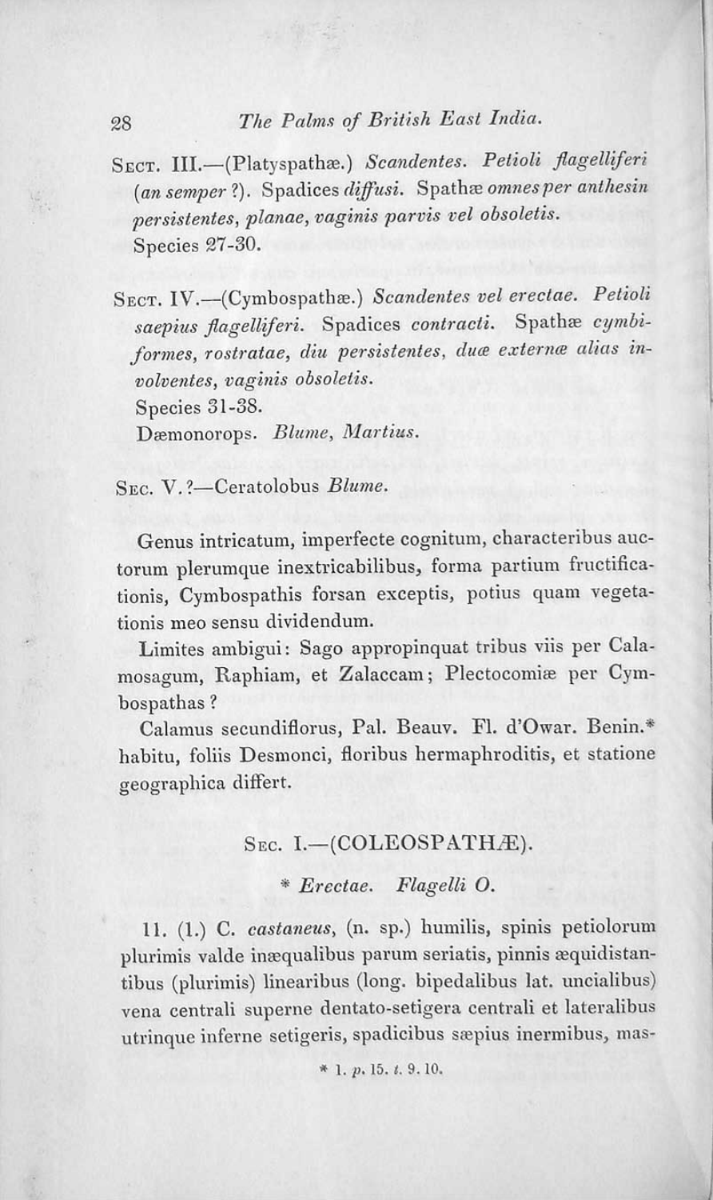Sect. III.—(Platyspathæ.) *Scandentes. Petioli flagelliferi* (*an semper?*). Spadices *diffusi.* Spathæ *omnes per anthesin persistentes, planae, vaginis parvis vel obsoletis.*
Species 27-30.

Sect. IV.—(Cymbospathæ.) *Scandentes vel erectae. Petioli saepius flagelliferi.* Spadices *contracti.* Spathæ *cymbiformes, rostratae, diu persistentes, duæ externæ alias involventes, vaginis obsoletis.*
Species 31-38.
Dæmonorops. *Blume, Martius.*

Sec. V.?—Ceratolobus *Blume.*

Genus intricatum, imperfecte cognitum, characteribus auctorum plerumque inextricabilibus, forma partium fructificationis, Cymbospathis forsan exceptis, potius quam vegetationis meo sensu dividendum.

Limites ambigui: Sago appropinquat tribus viis per Calamosagum, Raphiam, et Zalaccam; Plectocomiæ per Cymbospathas?

Calamus secundiflorus, Pal. Beauv. Fl. d'Owar. Benin.* habitu, foliis Desmonci, floribus hermaphroditis, et statione geographica differt.

## Sec. I.—(COLEOSPATHÆ).

### * *Erectae. Flagelli O.*

11. (1.) C. *castaneus*, (n. sp.) humilis, spinis petiolorum plurimis valde inæqualibus parum seriatis, pinnis æquidistantibus (plurimis) linearibus (long. bipedalibus lat. uncialibus) vena centrali superne dentato-setigera centrali et lateralibus utrinque inferne setigeris, spadicibus sæpius inermibus, mas-

\* 1. *p.* 15. *t.* 9. 10.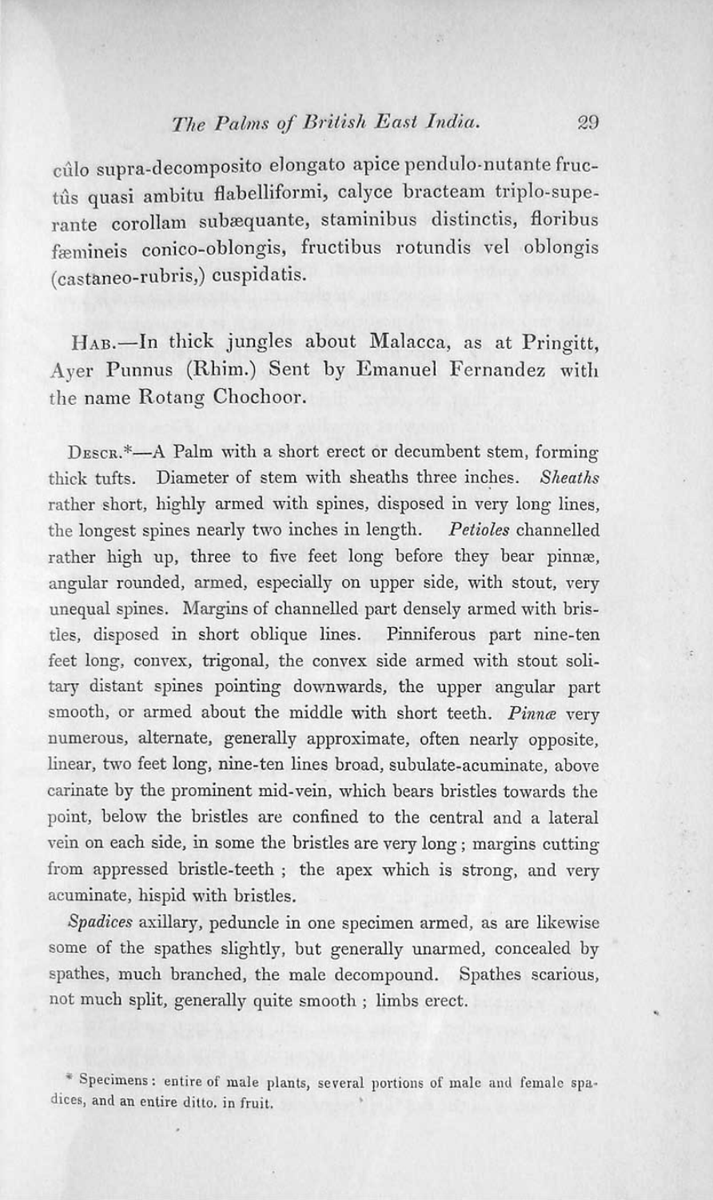cûlo supra-decomposito elongato apice pendulo-nutante fructûs quasi ambitu flabelliformi, calyce bracteam triplo-superante corollam subæquante, staminibus distinctis, floribus fæmineis conico-oblongis, fructibus rotundis vel oblongis (castaneo-rubris,) cuspidatis.

HAB.—In thick jungles about Malacca, as at Pringitt, Ayer Punnus (Rhim.) Sent by Emanuel Fernandez with the name Rotang Chochoor.

DESCR.*—A Palm with a short erect or decumbent stem, forming thick tufts. Diameter of stem with sheaths three inches. *Sheaths* rather short, highly armed with spines, disposed in very long lines, the longest spines nearly two inches in length. *Petioles* channelled rather high up, three to five feet long before they bear pinnæ, angular rounded, armed, especially on upper side, with stout, very unequal spines. Margins of channelled part densely armed with bristles, disposed in short oblique lines. Pinniferous part nine-ten feet long, convex, trigonal, the convex side armed with stout solitary distant spines pointing downwards, the upper angular part smooth, or armed about the middle with short teeth. *Pinnæ* very numerous, alternate, generally approximate, often nearly opposite, linear, two feet long, nine-ten lines broad, subulate-acuminate, above carinate by the prominent mid-vein, which bears bristles towards the point, below the bristles are confined to the central and a lateral vein on each side, in some the bristles are very long; margins cutting from appressed bristle-teeth; the apex which is strong, and very acuminate, hispid with bristles.

*Spadices* axillary, peduncle in one specimen armed, as are likewise some of the spathes slightly, but generally unarmed, concealed by spathes, much branched, the male decompound. Spathes scarious, not much split, generally quite smooth; limbs erect.

\* Specimens: entire of male plants, several portions of male and female spadices, and an entire ditto. in fruit.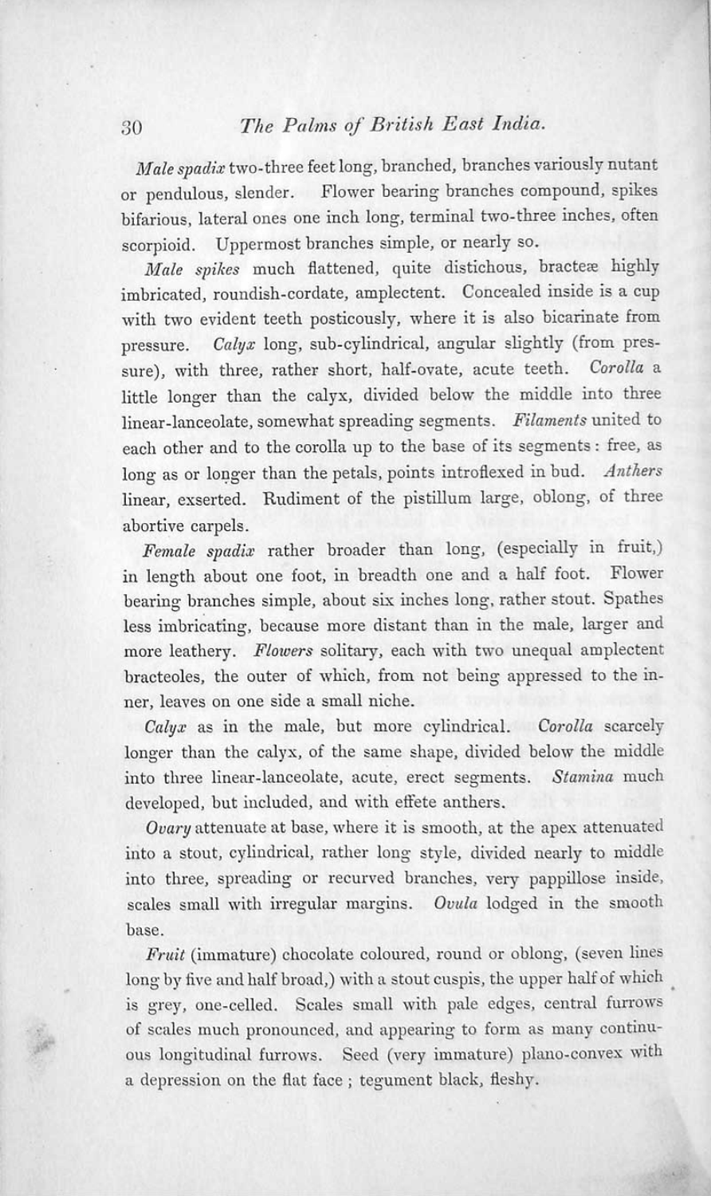*Male spadix* two-three feet long, branched, branches variously nutant or pendulous, slender. Flower bearing branches compound, spikes bifarious, lateral ones one inch long, terminal two-three inches, often scorpioid. Uppermost branches simple, or nearly so.

*Male spikes* much flattened, quite distichous, bracteæ highly imbricated, roundish-cordate, amplectent. Concealed inside is a cup with two evident teeth posticously, where it is also bicarinate from pressure. *Calyx* long, sub-cylindrical, angular slightly (from pressure), with three, rather short, half-ovate, acute teeth. *Corolla* a little longer than the calyx, divided below the middle into three linear-lanceolate, somewhat spreading segments. *Filaments* united to each other and to the corolla up to the base of its segments: free, as long as or longer than the petals, points introflexed in bud. *Anthers* linear, exserted. Rudiment of the pistillum large, oblong, of three abortive carpels.

*Female spadix* rather broader than long, (especially in fruit,) in length about one foot, in breadth one and a half foot. Flower bearing branches simple, about six inches long, rather stout. Spathes less imbricating, because more distant than in the male, larger and more leathery. *Flowers* solitary, each with two unequal amplectent bracteoles, the outer of which, from not being appressed to the inner, leaves on one side a small niche.

*Calyx* as in the male, but more cylindrical. *Corolla* scarcely longer than the calyx, of the same shape, divided below the middle into three linear-lanceolate, acute, erect segments. *Stamina* much developed, but included, and with effete anthers.

*Ovary* attenuate at base, where it is smooth, at the apex attenuated into a stout, cylindrical, rather long style, divided nearly to middle into three, spreading or recurved branches, very pappillose inside, scales small with irregular margins. *Ovula* lodged in the smooth base.

*Fruit* (immature) chocolate coloured, round or oblong, (seven lines long by five and half broad,) with a stout cuspis, the upper half of which is grey, one-celled. Scales small with pale edges, central furrows of scales much pronounced, and appearing to form as many continuous longitudinal furrows. Seed (very immature) plano-convex with a depression on the flat face; tegument black, fleshy.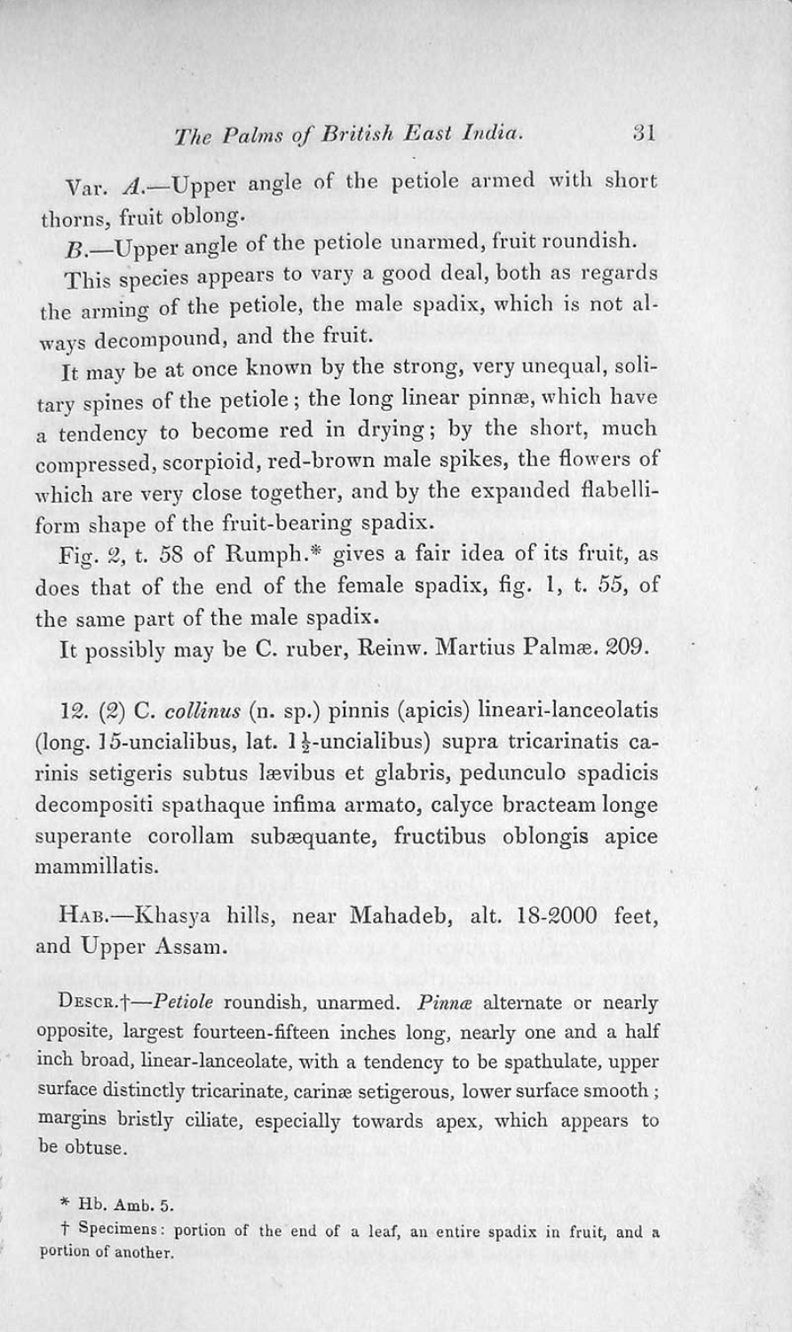Var. *A.*—Upper angle of the petiole armed with short thorns, fruit oblong.

*B.*—Upper angle of the petiole unarmed, fruit roundish.

This species appears to vary a good deal, both as regards the arming of the petiole, the male spadix, which is not always decompound, and the fruit.

It may be at once known by the strong, very unequal, solitary spines of the petiole; the long linear pinnæ, which have a tendency to become red in drying; by the short, much compressed, scorpioid, red-brown male spikes, the flowers of which are very close together, and by the expanded flabelliform shape of the fruit-bearing spadix.

Fig. 2, t. 58 of Rumph.* gives a fair idea of its fruit, as does that of the end of the female spadix, fig. 1, t. 55, of the same part of the male spadix.

It possibly may be C. ruber, Reinw. Martius Palmæ. 209.

12. (2) C. *collinus* (n. sp.) pinnis (apicis) lineari-lanceolatis (long. 15-uncialibus, lat. 1½-uncialibus) supra tricarinatis carinis setigeris subtus lævibus et glabris, pedunculo spadicis decompositi spathaque infima armato, calyce bracteam longe superante corollam subæquante, fructibus oblongis apice mammillatis.

Hab.—Khasya hills, near Mahadeb, alt. 18-2000 feet, and Upper Assam.

Descr.†—*Petiole* roundish, unarmed. *Pinnæ* alternate or nearly opposite, largest fourteen-fifteen inches long, nearly one and a half inch broad, linear-lanceolate, with a tendency to be spathulate, upper surface distinctly tricarinate, carinæ setigerous, lower surface smooth; margins bristly ciliate, especially towards apex, which appears to be obtuse.

\* Hb. Amb. 5.

† Specimens: portion of the end of a leaf, an entire spadix in fruit, and a portion of another.